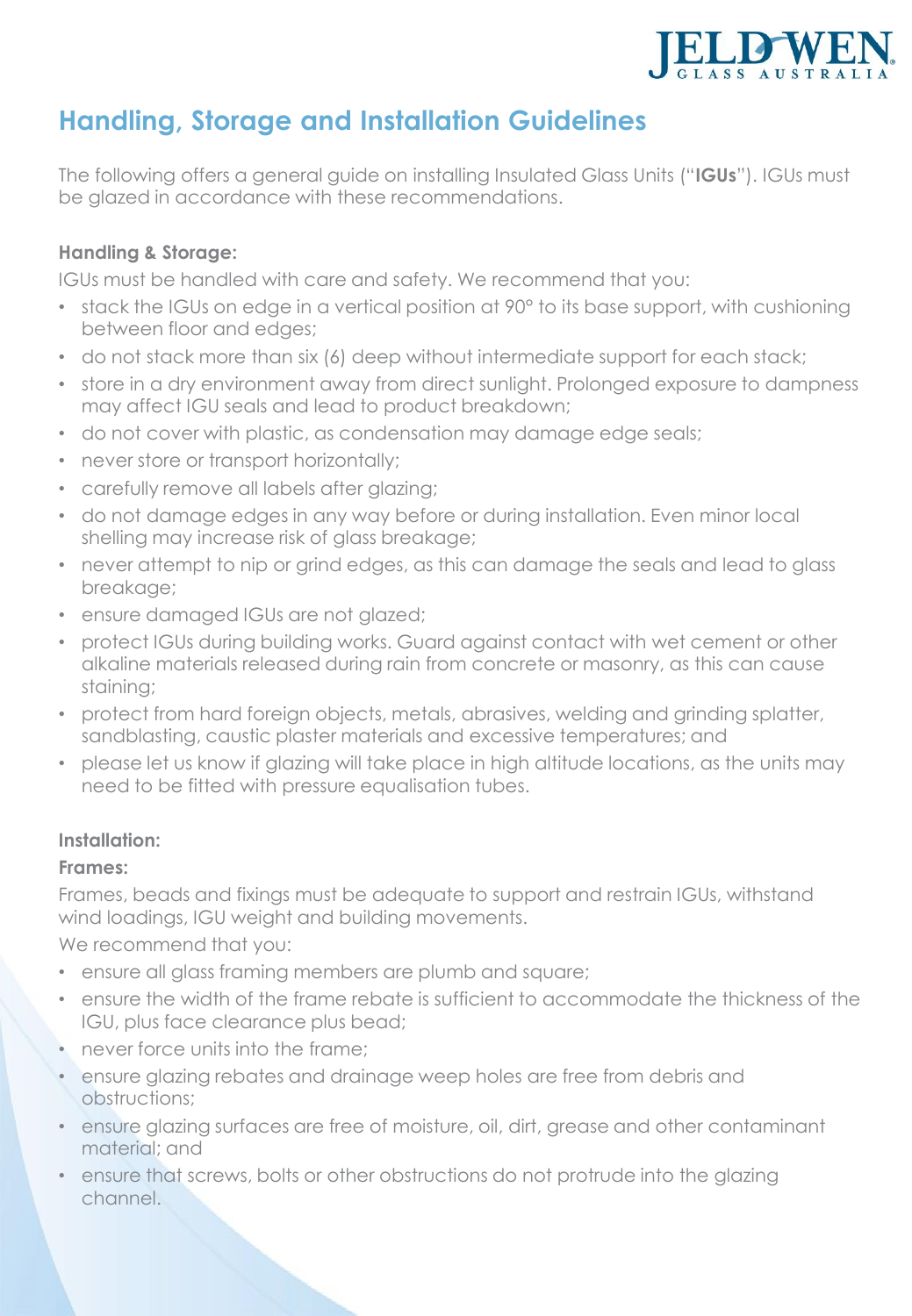# Handling, Storage and Installation Guidelines

The following offers a general guide on installing Insulated Glass Units ("**IGUs**"). IGUs must be glazed in accordance with these recommendations.

**Handling & Storage:**

IGUs must be handled with care and safety. We recommend that you:

- stack the IGUs on edge in a vertical position at 90° to its base support, with cushioning between floor and edges;
- do not stack more than six (6) deep without intermediate support for each stack;
- store in a dry environment away from direct sunlight. Prolonged exposure to dampness may affect IGU seals and lead to product breakdown;
- do not cover with plastic, as condensation may damage edge seals;
- never store or transport horizontally;
- carefully remove all labels after glazing;
- do not damage edges in any way before or during installation. Even minor local shelling may increase risk of glass breakage;
- never attempt to nip or grind edges, as this can damage the seals and lead to glass breakage;
- ensure damaged IGUs are not glazed;
- protect IGUs during building works. Guard against contact with wet cement or other alkaline materials released during rain from concrete or masonry, as this can cause staining;
- protect from hard foreign objects, metals, abrasives, welding and grinding splatter, sandblasting, caustic plaster materials and excessive temperatures; and
- please let us know if glazing will take place in high altitude locations, as the units may need to be fitted with pressure equalisation tubes.

**Installation:**

**Frames:**

Frames, beads and fixings must be adequate to support and restrain IGUs, withstand wind loadings, IGU weight and building movements.

We recommend that you:

- ensure all glass framing members are plumb and square;
- ensure the width of the frame rebate is sufficient to accommodate the thickness of the IGU, plus face clearance plus bead;
- never force units into the frame;
- ensure glazing rebates and drainage weep holes are free from debris and obstructions;
- ensure glazing surfaces are free of moisture, oil, dirt, grease and other contaminant material; and
- ensure that screws, bolts or other obstructions do not protrude into the glazing channel.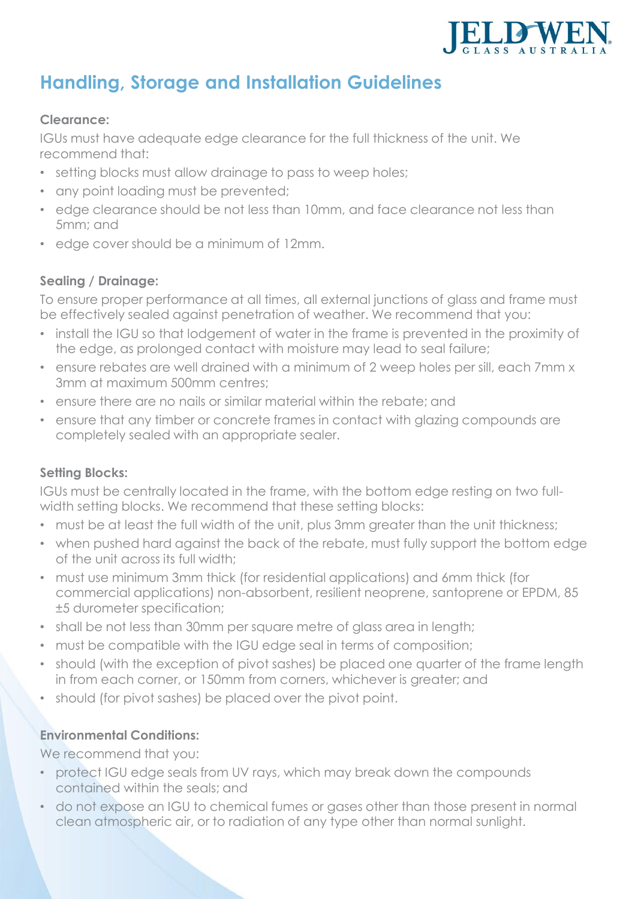# Handling, Storage and Installation Guidelines

**Clearance:**

IGUs must have adequate edge clearance for the full thickness of the unit. We recommend that:

- setting blocks must allow drainage to pass to weep holes;
- any point loading must be prevented;
- edge clearance should be not less than 10mm, and face clearance not less than 5mm; and
- edge cover should be a minimum of 12mm.

**Sealing / Drainage:**

To ensure proper performance at all times, all external junctions of glass and frame must be effectively sealed against penetration of weather. We recommend that you:

- install the IGU so that lodgement of water in the frame is prevented in the proximity of the edge, as prolonged contact with moisture may lead to seal failure;
- ensure rebates are well drained with a minimum of 2 weep holes per sill, each 7mm x 3mm at maximum 500mm centres;
- ensure there are no nails or similar material within the rebate; and
- ensure that any timber or concrete frames in contact with glazing compounds are completely sealed with an appropriate sealer.

**Setting Blocks:**

IGUs must be centrally located in the frame, with the bottom edge resting on two full-width setting blocks. We recommend that these setting blocks:

- must be at least the full width of the unit, plus 3mm greater than the unit thickness;
- when pushed hard against the back of the rebate, must fully support the bottom edge of the unit across its full width;
- must use minimum 3mm thick (for residential applications) and 6mm thick (for commercial applications) non-absorbent, resilient neoprene, santoprene or EPDM, 85 ±5 durometer specification;
- shall be not less than 30mm per square metre of glass area in length;
- must be compatible with the IGU edge seal in terms of composition;
- should (with the exception of pivot sashes) be placed one quarter of the frame length in from each corner, or 150mm from corners, whichever is greater; and
- should (for pivot sashes) be placed over the pivot point.

**Environmental Conditions:**

We recommend that you:

- protect IGU edge seals from UV rays, which may break down the compounds contained within the seals; and
- do not expose an IGU to chemical fumes or gases other than those present in normal clean atmospheric air, or to radiation of any type other than normal sunlight.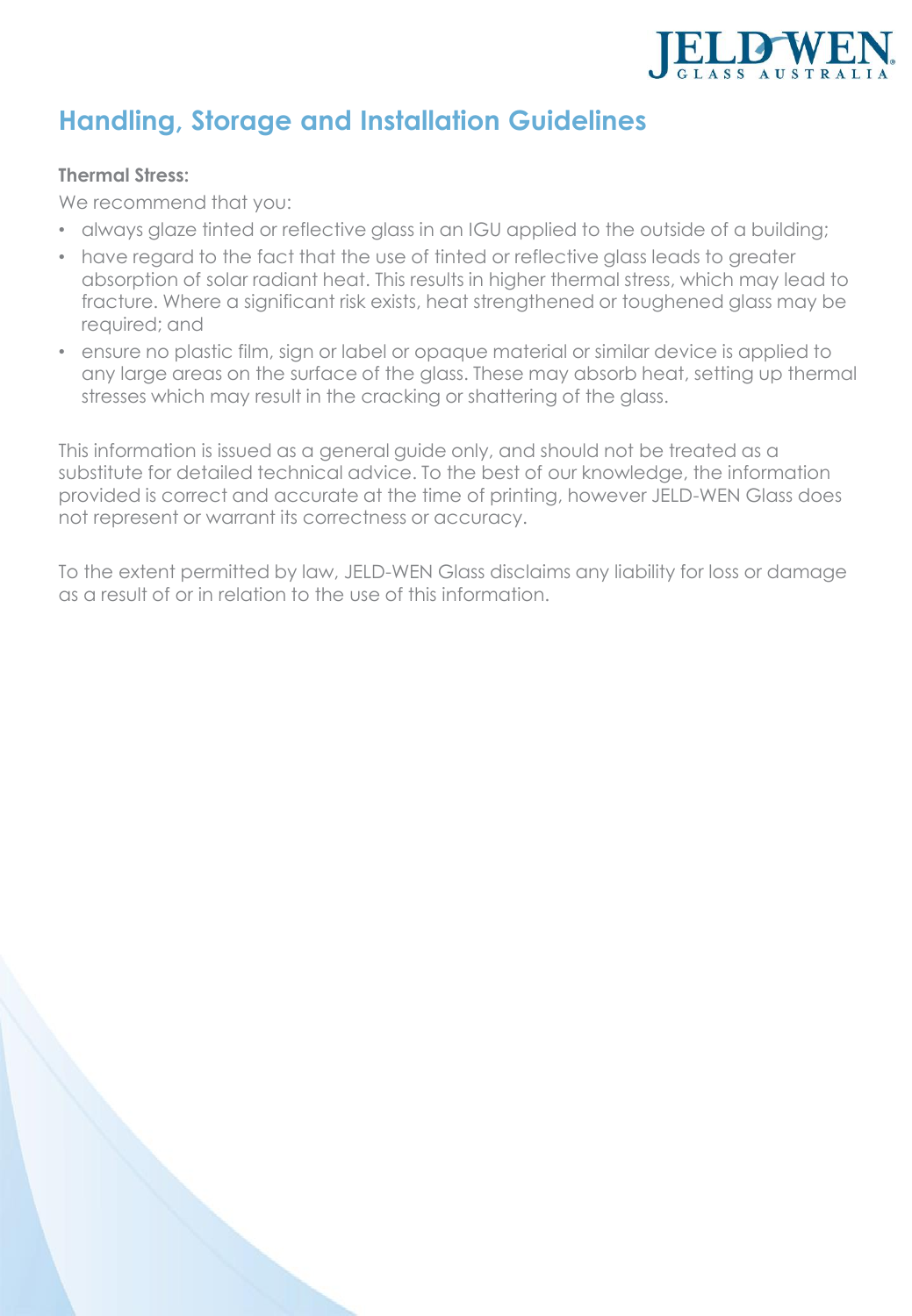# Handling, Storage and Installation Guidelines

**Thermal Stress:**

We recommend that you:

- always glaze tinted or reflective glass in an IGU applied to the outside of a building;
- have regard to the fact that the use of tinted or reflective glass leads to greater absorption of solar radiant heat. This results in higher thermal stress, which may lead to fracture. Where a significant risk exists, heat strengthened or toughened glass may be required; and
- ensure no plastic film, sign or label or opaque material or similar device is applied to any large areas on the surface of the glass. These may absorb heat, setting up thermal stresses which may result in the cracking or shattering of the glass.

This information is issued as a general guide only, and should not be treated as a substitute for detailed technical advice. To the best of our knowledge, the information provided is correct and accurate at the time of printing, however JELD-WEN Glass does not represent or warrant its correctness or accuracy.

To the extent permitted by law, JELD-WEN Glass disclaims any liability for loss or damage as a result of or in relation to the use of this information.